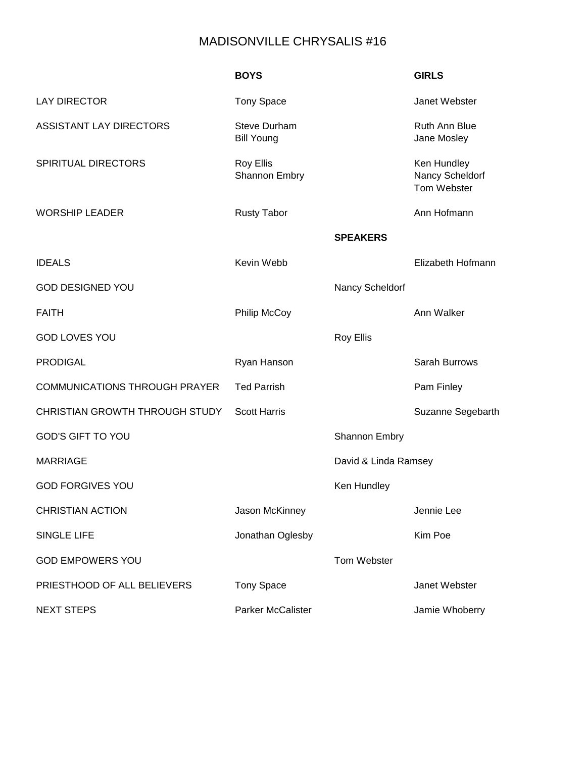# MADISONVILLE CHRYSALIS #16

| | BOYS | | GIRLS |
|---|---|---|---|
| LAY DIRECTOR | Tony Space | | Janet Webster |
| ASSISTANT LAY DIRECTORS | Steve Durham<br>Bill Young | | Ruth Ann Blue<br>Jane Mosley |
| SPIRITUAL DIRECTORS | Roy Ellis<br>Shannon Embry | | Ken Hundley<br>Nancy Scheldorf<br>Tom Webster |
| WORSHIP LEADER | Rusty Tabor | | Ann Hofmann |
| | | **SPEAKERS** | |
| IDEALS | Kevin Webb | | Elizabeth Hofmann |
| GOD DESIGNED YOU | | Nancy Scheldorf | |
| FAITH | Philip McCoy | | Ann Walker |
| GOD LOVES YOU | | Roy Ellis | |
| PRODIGAL | Ryan Hanson | | Sarah Burrows |
| COMMUNICATIONS THROUGH PRAYER | Ted Parrish | | Pam Finley |
| CHRISTIAN GROWTH THROUGH STUDY | Scott Harris | | Suzanne Segebarth |
| GOD'S GIFT TO YOU | | Shannon Embry | |
| MARRIAGE | | David & Linda Ramsey | |
| GOD FORGIVES YOU | | Ken Hundley | |
| CHRISTIAN ACTION | Jason McKinney | | Jennie Lee |
| SINGLE LIFE | Jonathan Oglesby | | Kim Poe |
| GOD EMPOWERS YOU | | Tom Webster | |
| PRIESTHOOD OF ALL BELIEVERS | Tony Space | | Janet Webster |
| NEXT STEPS | Parker McCalister | | Jamie Whoberry |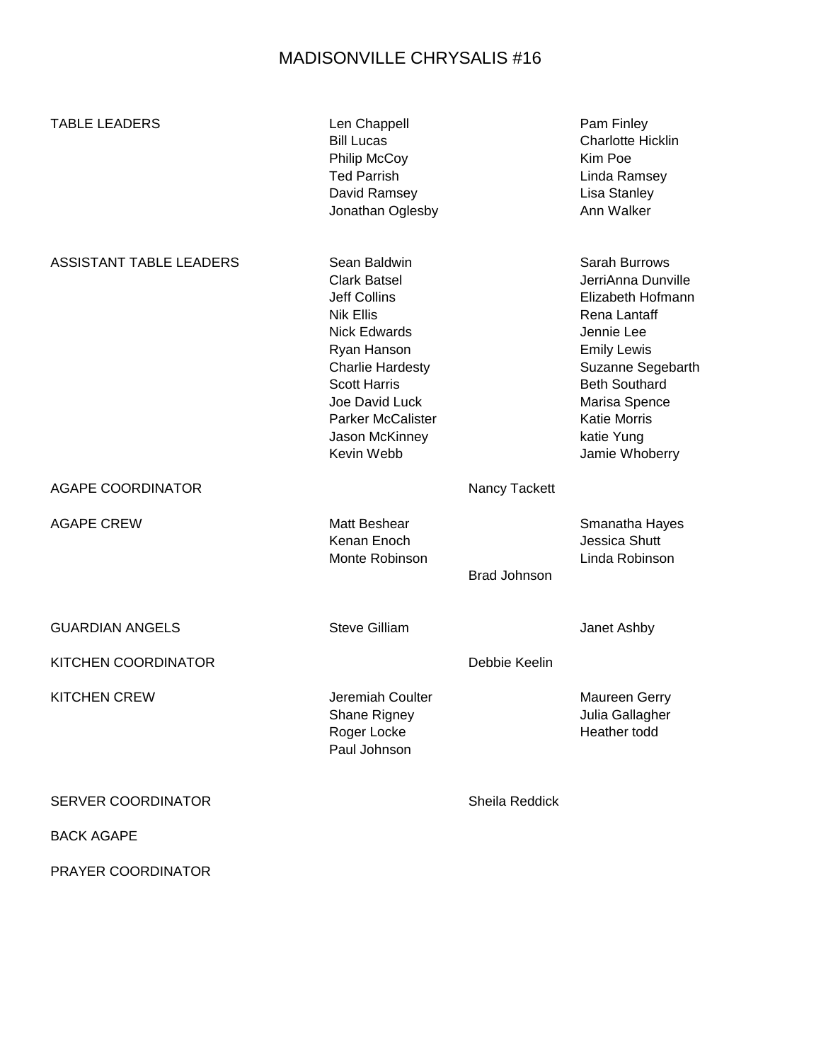# MADISONVILLE CHRYSALIS #16

| | | | |
|---|---|---|---|
| TABLE LEADERS | Len Chappell<br>Bill Lucas<br>Philip McCoy<br>Ted Parrish<br>David Ramsey<br>Jonathan Oglesby | | Pam Finley<br>Charlotte Hicklin<br>Kim Poe<br>Linda Ramsey<br>Lisa Stanley<br>Ann Walker |
| ASSISTANT TABLE LEADERS | Sean Baldwin<br>Clark Batsel<br>Jeff Collins<br>Nik Ellis<br>Nick Edwards<br>Ryan Hanson<br>Charlie Hardesty<br>Scott Harris<br>Joe David Luck<br>Parker McCalister<br>Jason McKinney<br>Kevin Webb | | Sarah Burrows<br>JerriAnna Dunville<br>Elizabeth Hofmann<br>Rena Lantaff<br>Jennie Lee<br>Emily Lewis<br>Suzanne Segebarth<br>Beth Southard<br>Marisa Spence<br>Katie Morris<br>katie Yung<br>Jamie Whoberry |
| AGAPE COORDINATOR | | Nancy Tackett | |
| AGAPE CREW | Matt Beshear<br>Kenan Enoch<br>Monte Robinson | Brad Johnson | Smanatha Hayes<br>Jessica Shutt<br>Linda Robinson |
| GUARDIAN ANGELS | Steve Gilliam | | Janet Ashby |
| KITCHEN COORDINATOR | | Debbie Keelin | |
| KITCHEN CREW | Jeremiah Coulter<br>Shane Rigney<br>Roger Locke<br>Paul Johnson | | Maureen Gerry<br>Julia Gallagher<br>Heather todd |
| SERVER COORDINATOR | | Sheila Reddick | |
| BACK AGAPE | | | |
| PRAYER COORDINATOR | | | |